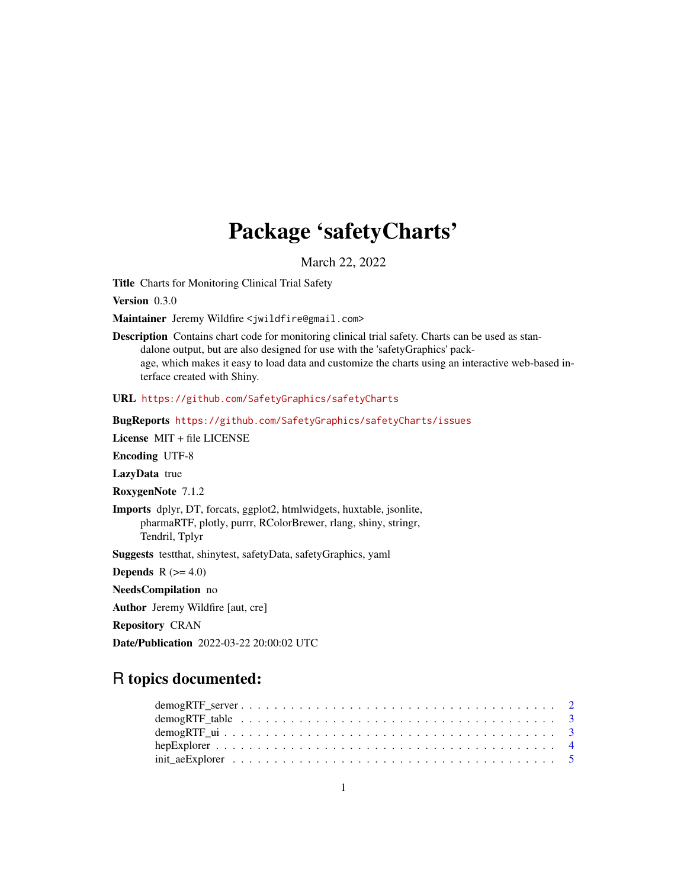# Package 'safetyCharts'

March 22, 2022

**Title** Charts for Monitoring Clinical Trial Safety

**Version** 0.3.0

**Maintainer** Jeremy Wildfire <jwildfire@gmail.com>

**Description** Contains chart code for monitoring clinical trial safety. Charts can be used as standalone output, but are also designed for use with the 'safetyGraphics' package, which makes it easy to load data and customize the charts using an interactive web-based interface created with Shiny.

**URL** https://github.com/SafetyGraphics/safetyCharts

**BugReports** https://github.com/SafetyGraphics/safetyCharts/issues

**License** MIT + file LICENSE

**Encoding** UTF-8

**LazyData** true

**RoxygenNote** 7.1.2

**Imports** dplyr, DT, forcats, ggplot2, htmlwidgets, huxtable, jsonlite, pharmaRTF, plotly, purrr, RColorBrewer, rlang, shiny, stringr, Tendril, Tplyr

**Suggests** testthat, shinytest, safetyData, safetyGraphics, yaml

**Depends** R (>= 4.0)

**NeedsCompilation** no

**Author** Jeremy Wildfire [aut, cre]

**Repository** CRAN

**Date/Publication** 2022-03-22 20:00:02 UTC

## R topics documented:

demogRTF_server . . . . . . . . . . . . . . . . . . . . . . . . . . . . . . . . . . . . 2
demogRTF_table . . . . . . . . . . . . . . . . . . . . . . . . . . . . . . . . . . . . 3
demogRTF_ui . . . . . . . . . . . . . . . . . . . . . . . . . . . . . . . . . . . . . . 3
hepExplorer . . . . . . . . . . . . . . . . . . . . . . . . . . . . . . . . . . . . . . . 4
init_aeExplorer . . . . . . . . . . . . . . . . . . . . . . . . . . . . . . . . . . . . . 5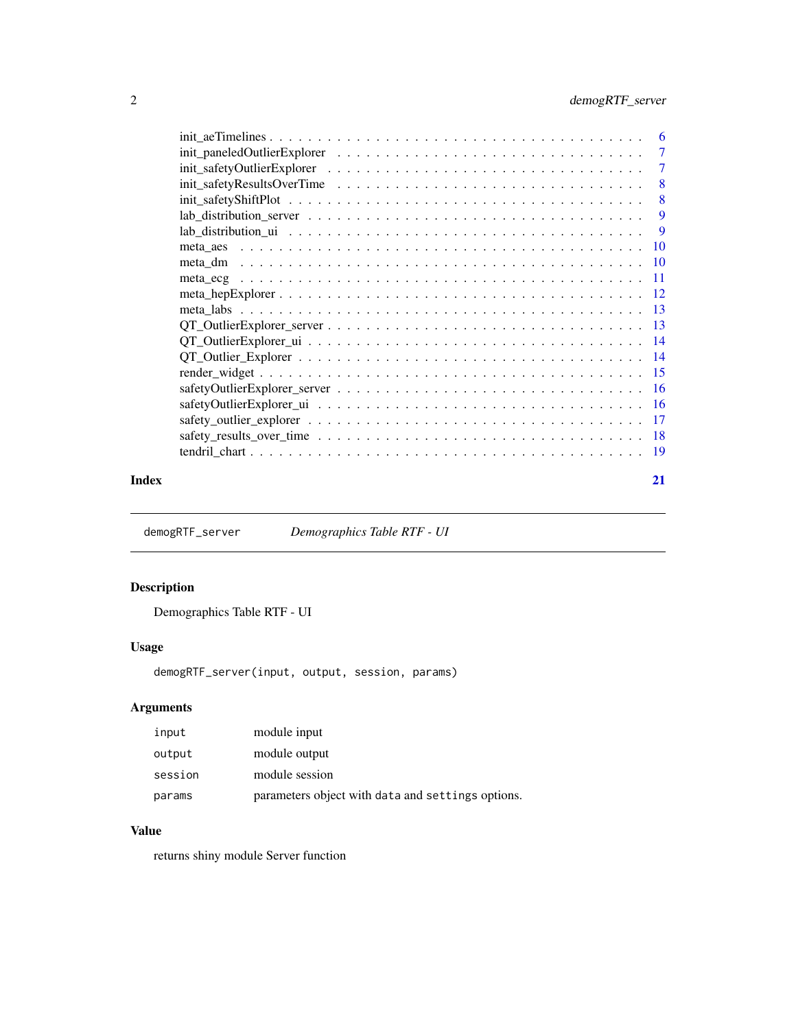init_aeTimelines . . . . . . . . . . . . . . . . . . . . . . . . . . . . . . . . . . . . 6
init_paneledOutlierExplorer . . . . . . . . . . . . . . . . . . . . . . . . . . . . . . 7
init_safetyOutlierExplorer . . . . . . . . . . . . . . . . . . . . . . . . . . . . . . . 7
init_safetyResultsOverTime . . . . . . . . . . . . . . . . . . . . . . . . . . . . . . 8
init_safetyShiftPlot . . . . . . . . . . . . . . . . . . . . . . . . . . . . . . . . . . 8
lab_distribution_server . . . . . . . . . . . . . . . . . . . . . . . . . . . . . . . . 9
lab_distribution_ui . . . . . . . . . . . . . . . . . . . . . . . . . . . . . . . . . . 9
meta_aes . . . . . . . . . . . . . . . . . . . . . . . . . . . . . . . . . . . . . . . 10
meta_dm . . . . . . . . . . . . . . . . . . . . . . . . . . . . . . . . . . . . . . . 10
meta_ecg . . . . . . . . . . . . . . . . . . . . . . . . . . . . . . . . . . . . . . . 11
meta_hepExplorer . . . . . . . . . . . . . . . . . . . . . . . . . . . . . . . . . . . 12
meta_labs . . . . . . . . . . . . . . . . . . . . . . . . . . . . . . . . . . . . . . . 13
QT_OutlierExplorer_server . . . . . . . . . . . . . . . . . . . . . . . . . . . . . . 13
QT_OutlierExplorer_ui . . . . . . . . . . . . . . . . . . . . . . . . . . . . . . . . 14
QT_Outlier_Explorer . . . . . . . . . . . . . . . . . . . . . . . . . . . . . . . . . 14
render_widget . . . . . . . . . . . . . . . . . . . . . . . . . . . . . . . . . . . . . 15
safetyOutlierExplorer_server . . . . . . . . . . . . . . . . . . . . . . . . . . . . . 16
safetyOutlierExplorer_ui . . . . . . . . . . . . . . . . . . . . . . . . . . . . . . . 16
safety_outlier_explorer . . . . . . . . . . . . . . . . . . . . . . . . . . . . . . . . 17
safety_results_over_time . . . . . . . . . . . . . . . . . . . . . . . . . . . . . . . 18
tendril_chart . . . . . . . . . . . . . . . . . . . . . . . . . . . . . . . . . . . . . 19

**Index** 21

---

`demogRTF_server` *Demographics Table RTF - UI*

---

### Description

Demographics Table RTF - UI

### Usage

```
demogRTF_server(input, output, session, params)
```

### Arguments

| | |
|---|---|
| `input` | module input |
| `output` | module output |
| `session` | module session |
| `params` | parameters object with `data` and `settings` options. |

### Value

returns shiny module Server function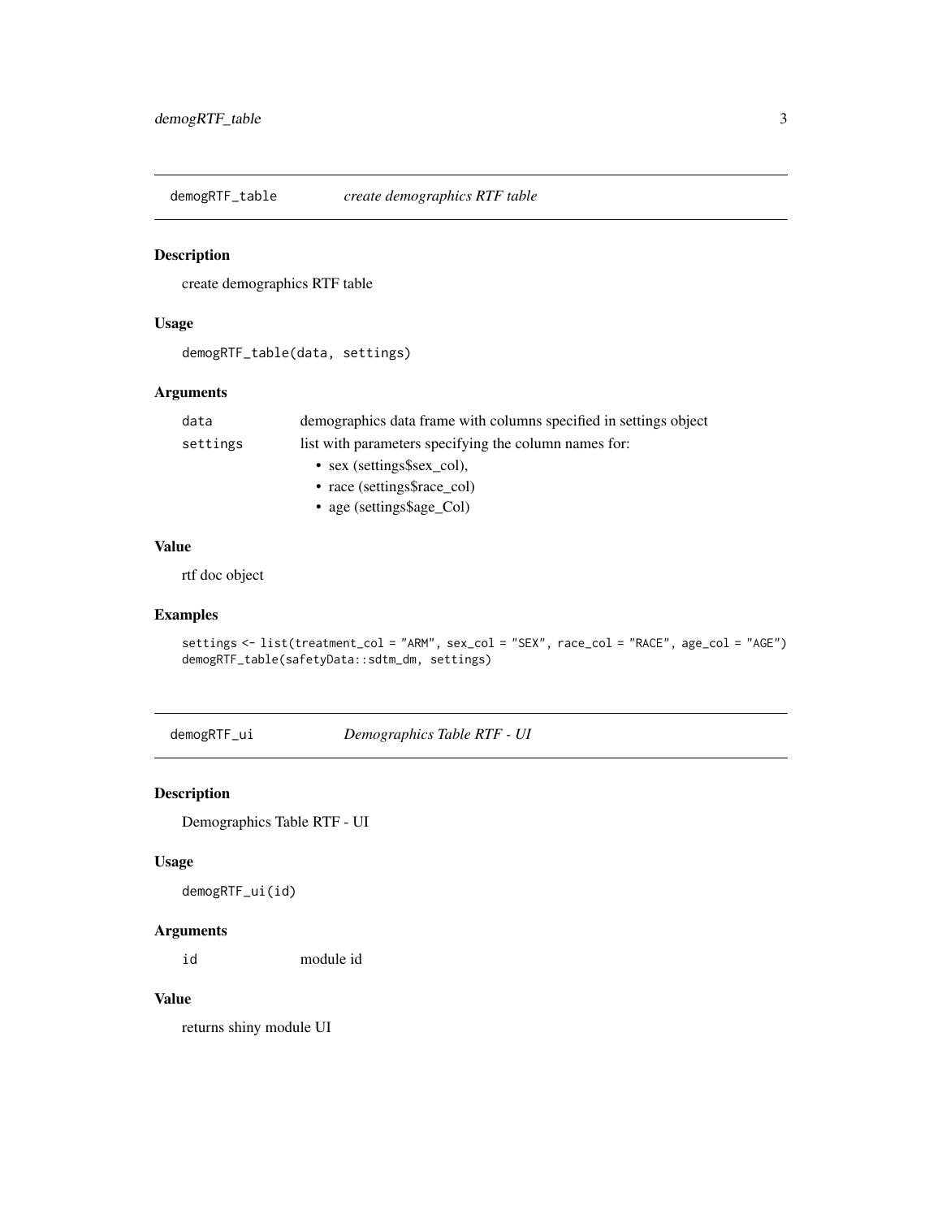## demogRTF_table — *create demographics RTF table*

### Description

create demographics RTF table

### Usage

```
demogRTF_table(data, settings)
```

### Arguments

| | |
|---|---|
| `data` | demographics data frame with columns specified in settings object |
| `settings` | list with parameters specifying the column names for: <br>• sex (settings$sex_col), <br>• race (settings$race_col) <br>• age (settings$age_Col) |

### Value

rtf doc object

### Examples

```
settings <- list(treatment_col = "ARM", sex_col = "SEX", race_col = "RACE", age_col = "AGE")
demogRTF_table(safetyData::sdtm_dm, settings)
```

## demogRTF_ui — *Demographics Table RTF - UI*

### Description

Demographics Table RTF - UI

### Usage

```
demogRTF_ui(id)
```

### Arguments

| | |
|---|---|
| `id` | module id |

### Value

returns shiny module UI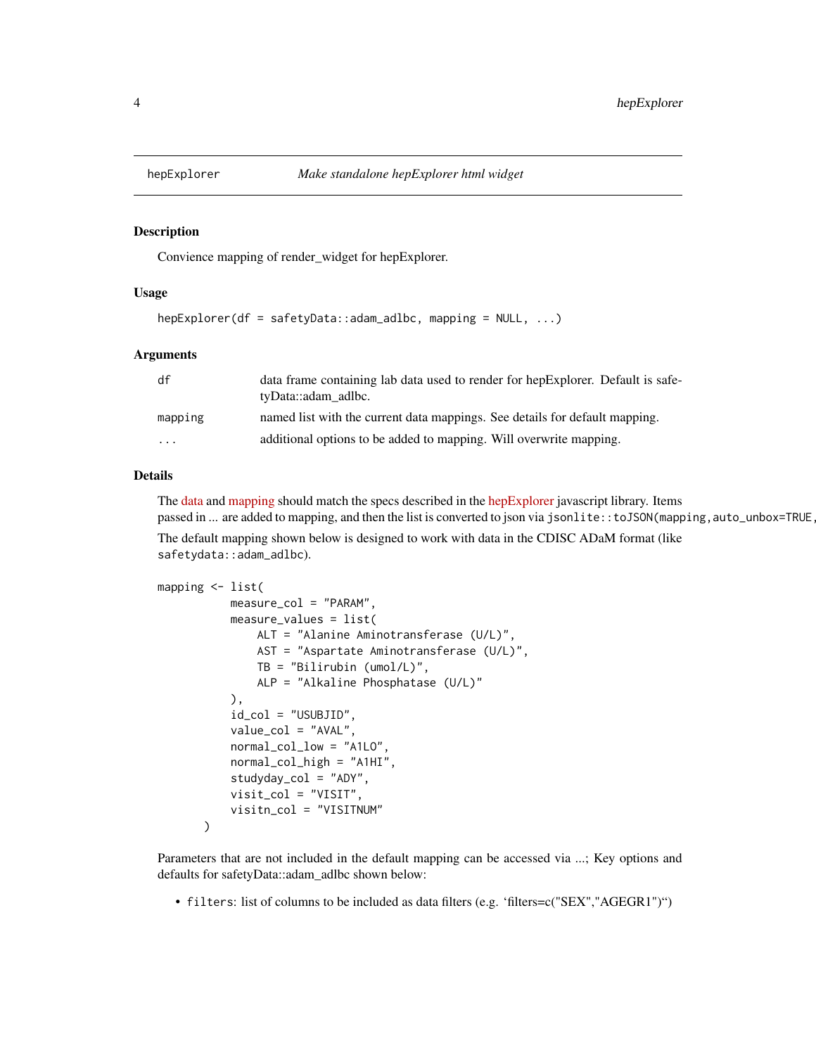## hepExplorer — *Make standalone hepExplorer html widget*

### Description

Convience mapping of render_widget for hepExplorer.

### Usage

```
hepExplorer(df = safetyData::adam_adlbc, mapping = NULL, ...)
```

### Arguments

| | |
|---|---|
| `df` | data frame containing lab data used to render for hepExplorer. Default is safetyData::adam_adlbc. |
| `mapping` | named list with the current data mappings. See details for default mapping. |
| `...` | additional options to be added to mapping. Will overwrite mapping. |

### Details

The data and mapping should match the specs described in the hepExplorer javascript library. Items passed in ... are added to mapping, and then the list is converted to json via `jsonlite::toJSON(mapping,auto_unbox=TRUE,`

The default mapping shown below is designed to work with data in the CDISC ADaM format (like `safetydata::adam_adlbc`).

```
mapping <- list(
           measure_col = "PARAM",
           measure_values = list(
               ALT = "Alanine Aminotransferase (U/L)",
               AST = "Aspartate Aminotransferase (U/L)",
               TB = "Bilirubin (umol/L)",
               ALP = "Alkaline Phosphatase (U/L)"
           ),
           id_col = "USUBJID",
           value_col = "AVAL",
           normal_col_low = "A1LO",
           normal_col_high = "A1HI",
           studyday_col = "ADY",
           visit_col = "VISIT",
           visitn_col = "VISITNUM"
       )
```

Parameters that are not included in the default mapping can be accessed via ...; Key options and defaults for safetyData::adam_adlbc shown below:

- `filters`: list of columns to be included as data filters (e.g. 'filters=c("SEX","AGEGR1")")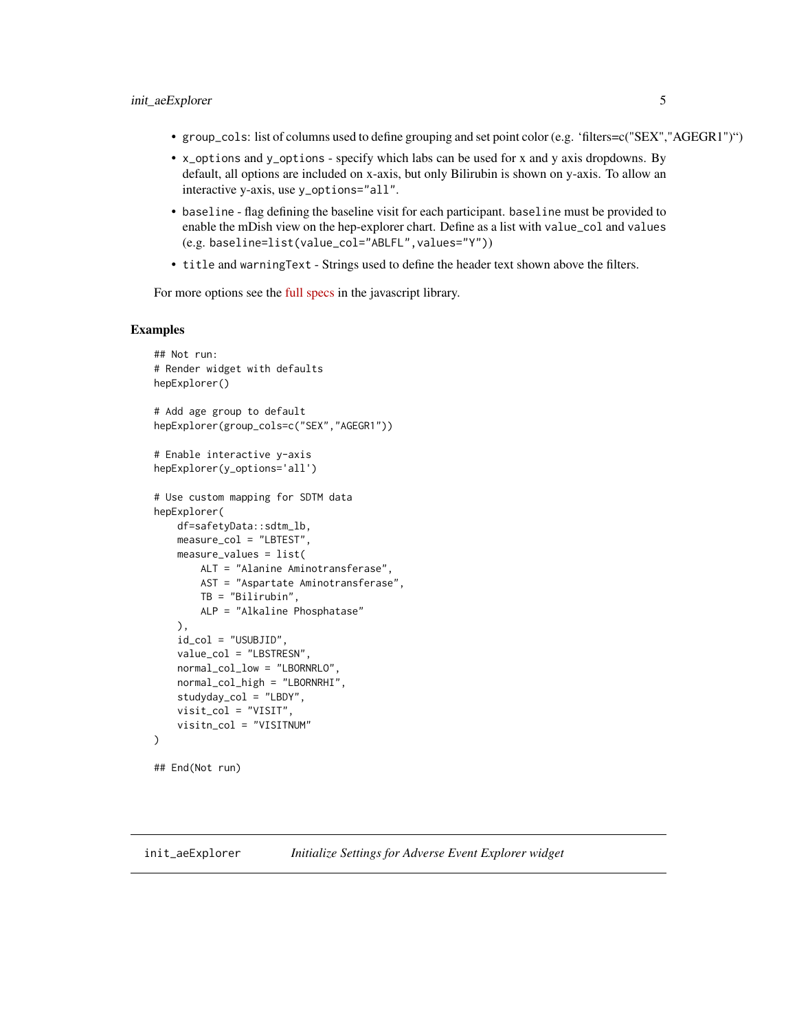- `group_cols`: list of columns used to define grouping and set point color (e.g. 'filters=c("SEX","AGEGR1")")
- `x_options` and `y_options` - specify which labs can be used for x and y axis dropdowns. By default, all options are included on x-axis, but only Bilirubin is shown on y-axis. To allow an interactive y-axis, use `y_options="all"`.
- `baseline` - flag defining the baseline visit for each participant. `baseline` must be provided to enable the mDish view on the hep-explorer chart. Define as a list with `value_col` and `values` (e.g. `baseline=list(value_col="ABLFL",values="Y")`)
- `title` and `warningText` - Strings used to define the header text shown above the filters.

For more options see the full specs in the javascript library.

### Examples

```
## Not run:
# Render widget with defaults
hepExplorer()

# Add age group to default
hepExplorer(group_cols=c("SEX","AGEGR1"))

# Enable interactive y-axis
hepExplorer(y_options='all')

# Use custom mapping for SDTM data
hepExplorer(
    df=safetyData::sdtm_lb,
    measure_col = "LBTEST",
    measure_values = list(
        ALT = "Alanine Aminotransferase",
        AST = "Aspartate Aminotransferase",
        TB = "Bilirubin",
        ALP = "Alkaline Phosphatase"
    ),
    id_col = "USUBJID",
    value_col = "LBSTRESN",
    normal_col_low = "LBORNRLO",
    normal_col_high = "LBORNRHI",
    studyday_col = "LBDY",
    visit_col = "VISIT",
    visitn_col = "VISITNUM"
)

## End(Not run)
```

---

## init_aeExplorer *Initialize Settings for Adverse Event Explorer widget*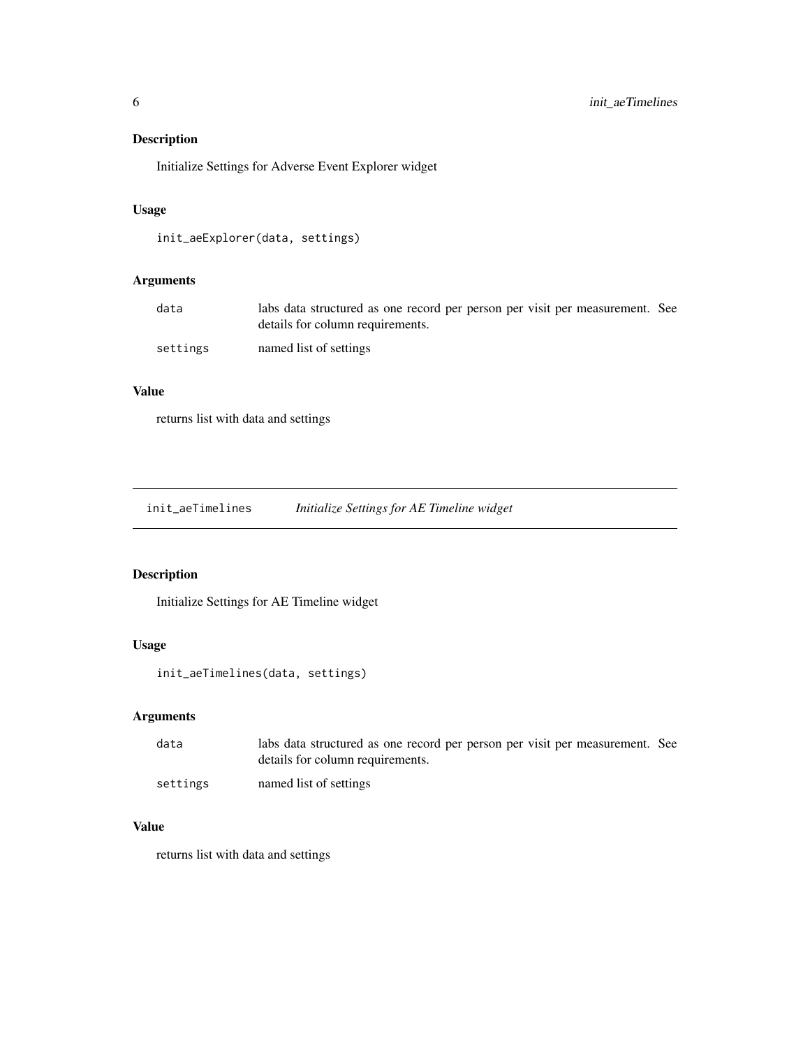### Description

Initialize Settings for Adverse Event Explorer widget

### Usage

```
init_aeExplorer(data, settings)
```

### Arguments

| | |
|---|---|
| data | labs data structured as one record per person per visit per measurement. See details for column requirements. |
| settings | named list of settings |

### Value

returns list with data and settings

## init_aeTimelines *Initialize Settings for AE Timeline widget*

### Description

Initialize Settings for AE Timeline widget

### Usage

```
init_aeTimelines(data, settings)
```

### Arguments

| | |
|---|---|
| data | labs data structured as one record per person per visit per measurement. See details for column requirements. |
| settings | named list of settings |

### Value

returns list with data and settings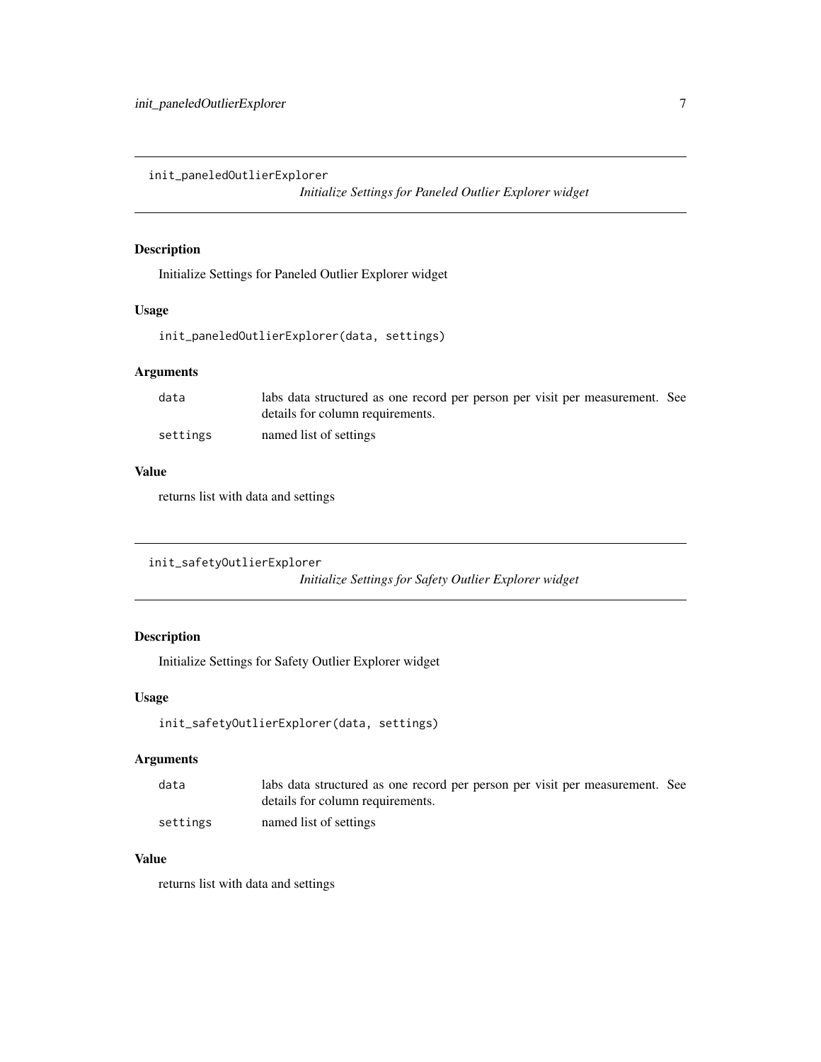## init_paneledOutlierExplorer

*Initialize Settings for Paneled Outlier Explorer widget*

### Description

Initialize Settings for Paneled Outlier Explorer widget

### Usage

```
init_paneledOutlierExplorer(data, settings)
```

### Arguments

| | |
|---|---|
| data | labs data structured as one record per person per visit per measurement. See details for column requirements. |
| settings | named list of settings |

### Value

returns list with data and settings

## init_safetyOutlierExplorer

*Initialize Settings for Safety Outlier Explorer widget*

### Description

Initialize Settings for Safety Outlier Explorer widget

### Usage

```
init_safetyOutlierExplorer(data, settings)
```

### Arguments

| | |
|---|---|
| data | labs data structured as one record per person per visit per measurement. See details for column requirements. |
| settings | named list of settings |

### Value

returns list with data and settings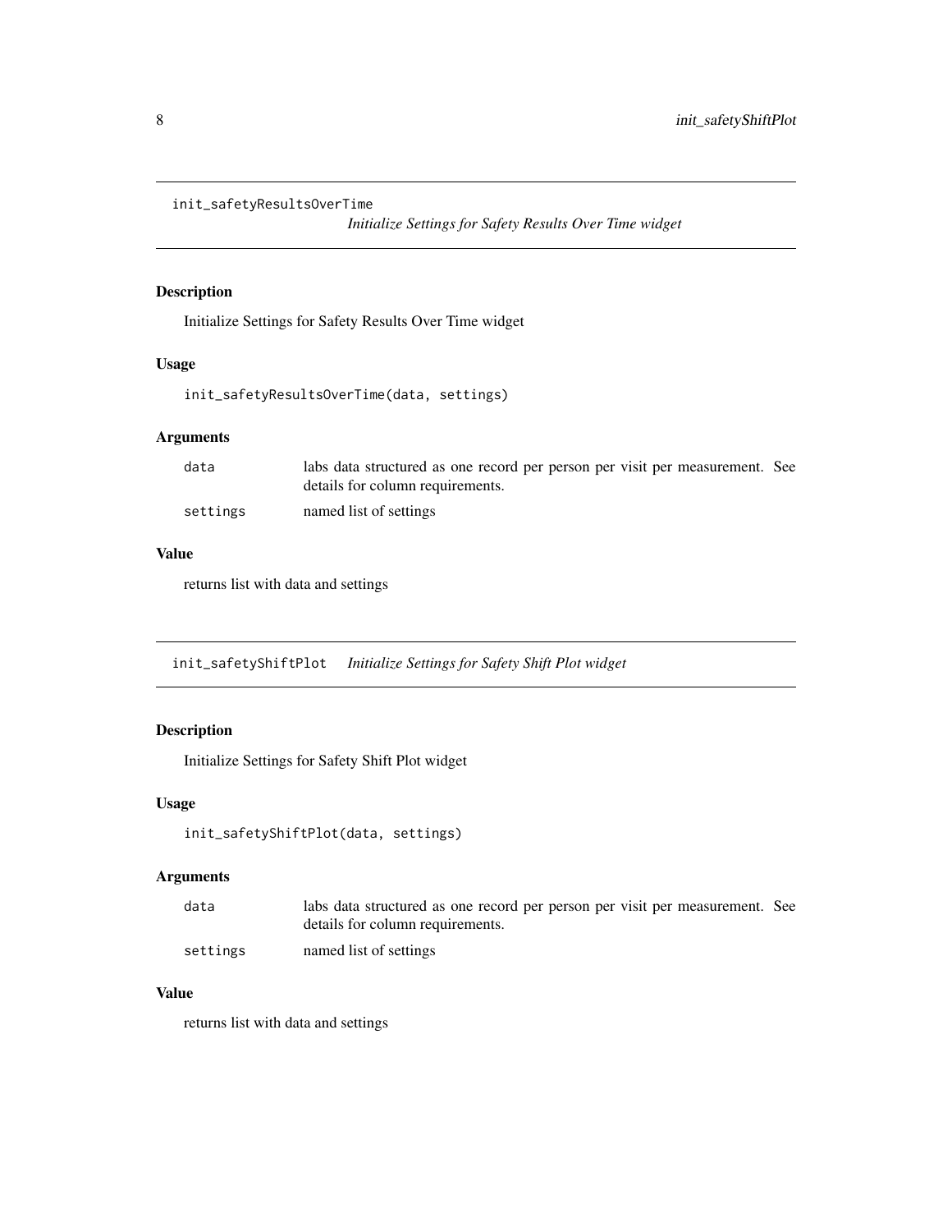## init_safetyResultsOverTime *Initialize Settings for Safety Results Over Time widget*

### Description

Initialize Settings for Safety Results Over Time widget

### Usage

```
init_safetyResultsOverTime(data, settings)
```

### Arguments

| | |
|---|---|
| data | labs data structured as one record per person per visit per measurement. See details for column requirements. |
| settings | named list of settings |

### Value

returns list with data and settings

## init_safetyShiftPlot *Initialize Settings for Safety Shift Plot widget*

### Description

Initialize Settings for Safety Shift Plot widget

### Usage

```
init_safetyShiftPlot(data, settings)
```

### Arguments

| | |
|---|---|
| data | labs data structured as one record per person per visit per measurement. See details for column requirements. |
| settings | named list of settings |

### Value

returns list with data and settings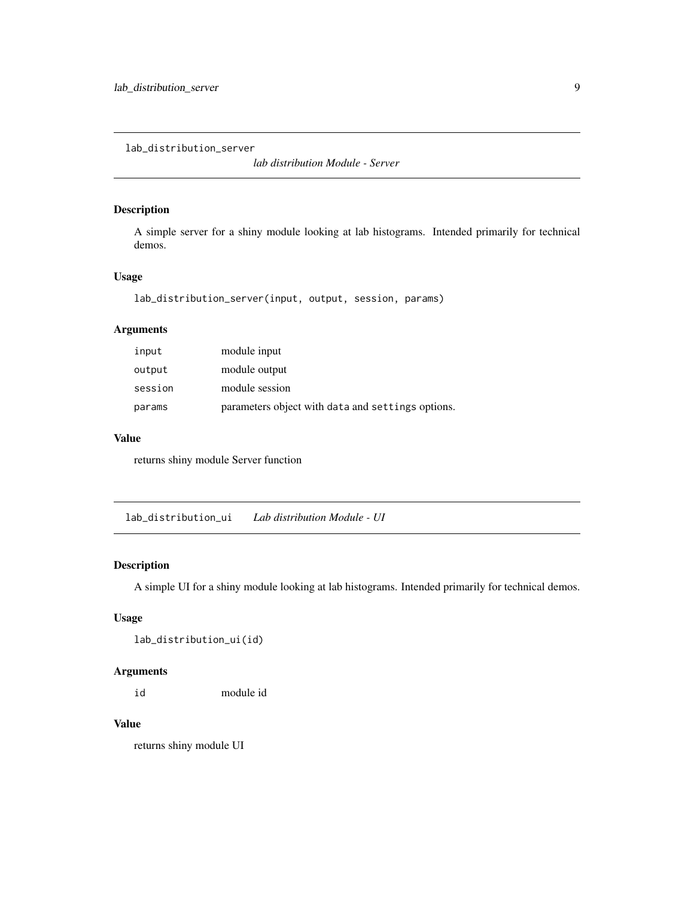## lab_distribution_server

*lab distribution Module - Server*

### Description

A simple server for a shiny module looking at lab histograms. Intended primarily for technical demos.

### Usage

```
lab_distribution_server(input, output, session, params)
```

### Arguments

| | |
|---|---|
| input | module input |
| output | module output |
| session | module session |
| params | parameters object with `data` and `settings` options. |

### Value

returns shiny module Server function

## lab_distribution_ui

*Lab distribution Module - UI*

### Description

A simple UI for a shiny module looking at lab histograms. Intended primarily for technical demos.

### Usage

```
lab_distribution_ui(id)
```

### Arguments

| | |
|---|---|
| id | module id |

### Value

returns shiny module UI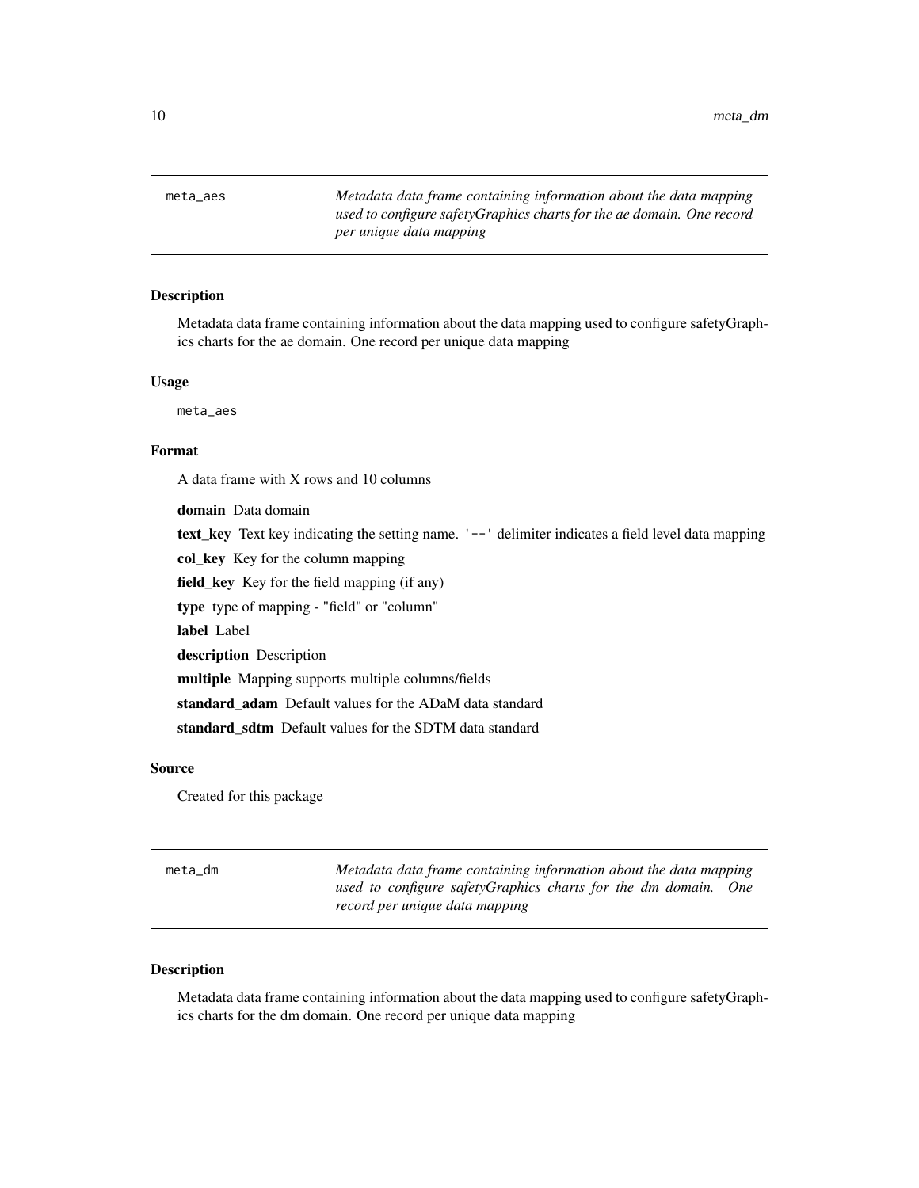## meta_aes

*Metadata data frame containing information about the data mapping used to configure safetyGraphics charts for the ae domain. One record per unique data mapping*

### Description

Metadata data frame containing information about the data mapping used to configure safetyGraphics charts for the ae domain. One record per unique data mapping

### Usage

```
meta_aes
```

### Format

A data frame with X rows and 10 columns

**domain** Data domain

**text_key** Text key indicating the setting name. `'--'` delimiter indicates a field level data mapping

**col_key** Key for the column mapping

**field_key** Key for the field mapping (if any)

**type** type of mapping - "field" or "column"

**label** Label

**description** Description

**multiple** Mapping supports multiple columns/fields

**standard_adam** Default values for the ADaM data standard

**standard_sdtm** Default values for the SDTM data standard

### Source

Created for this package

## meta_dm

*Metadata data frame containing information about the data mapping used to configure safetyGraphics charts for the dm domain. One record per unique data mapping*

### Description

Metadata data frame containing information about the data mapping used to configure safetyGraphics charts for the dm domain. One record per unique data mapping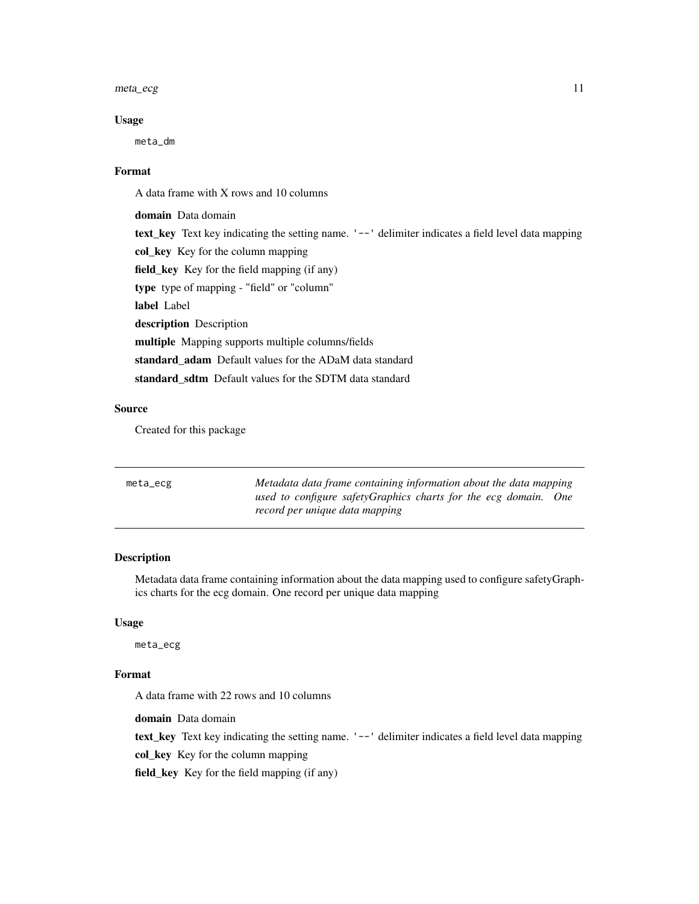### Usage

```
meta_dm
```

### Format

A data frame with X rows and 10 columns

**domain** Data domain

**text_key** Text key indicating the setting name. '--' delimiter indicates a field level data mapping

**col_key** Key for the column mapping

**field_key** Key for the field mapping (if any)

**type** type of mapping - "field" or "column"

**label** Label

**description** Description

**multiple** Mapping supports multiple columns/fields

**standard_adam** Default values for the ADaM data standard

**standard_sdtm** Default values for the SDTM data standard

### Source

Created for this package

---

## meta_ecg

*Metadata data frame containing information about the data mapping used to configure safetyGraphics charts for the ecg domain. One record per unique data mapping*

---

### Description

Metadata data frame containing information about the data mapping used to configure safetyGraphics charts for the ecg domain. One record per unique data mapping

### Usage

```
meta_ecg
```

### Format

A data frame with 22 rows and 10 columns

**domain** Data domain

**text_key** Text key indicating the setting name. '--' delimiter indicates a field level data mapping

**col_key** Key for the column mapping

**field_key** Key for the field mapping (if any)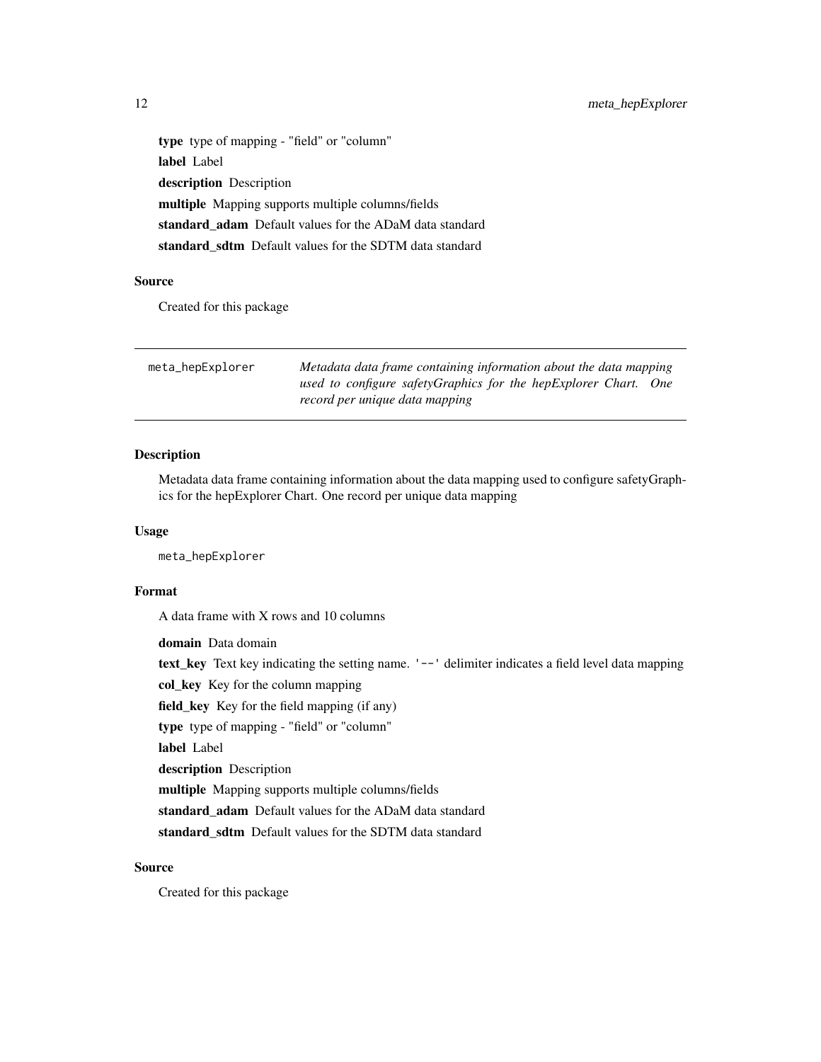**type** type of mapping - "field" or "column"

**label** Label

**description** Description

**multiple** Mapping supports multiple columns/fields

**standard_adam** Default values for the ADaM data standard

**standard_sdtm** Default values for the SDTM data standard

### Source

Created for this package

---

## meta_hepExplorer

*Metadata data frame containing information about the data mapping used to configure safetyGraphics for the hepExplorer Chart. One record per unique data mapping*

---

### Description

Metadata data frame containing information about the data mapping used to configure safetyGraphics for the hepExplorer Chart. One record per unique data mapping

### Usage

```
meta_hepExplorer
```

### Format

A data frame with X rows and 10 columns

**domain** Data domain

**text_key** Text key indicating the setting name. '--' delimiter indicates a field level data mapping

**col_key** Key for the column mapping

**field_key** Key for the field mapping (if any)

**type** type of mapping - "field" or "column"

**label** Label

**description** Description

**multiple** Mapping supports multiple columns/fields

**standard_adam** Default values for the ADaM data standard

**standard_sdtm** Default values for the SDTM data standard

### Source

Created for this package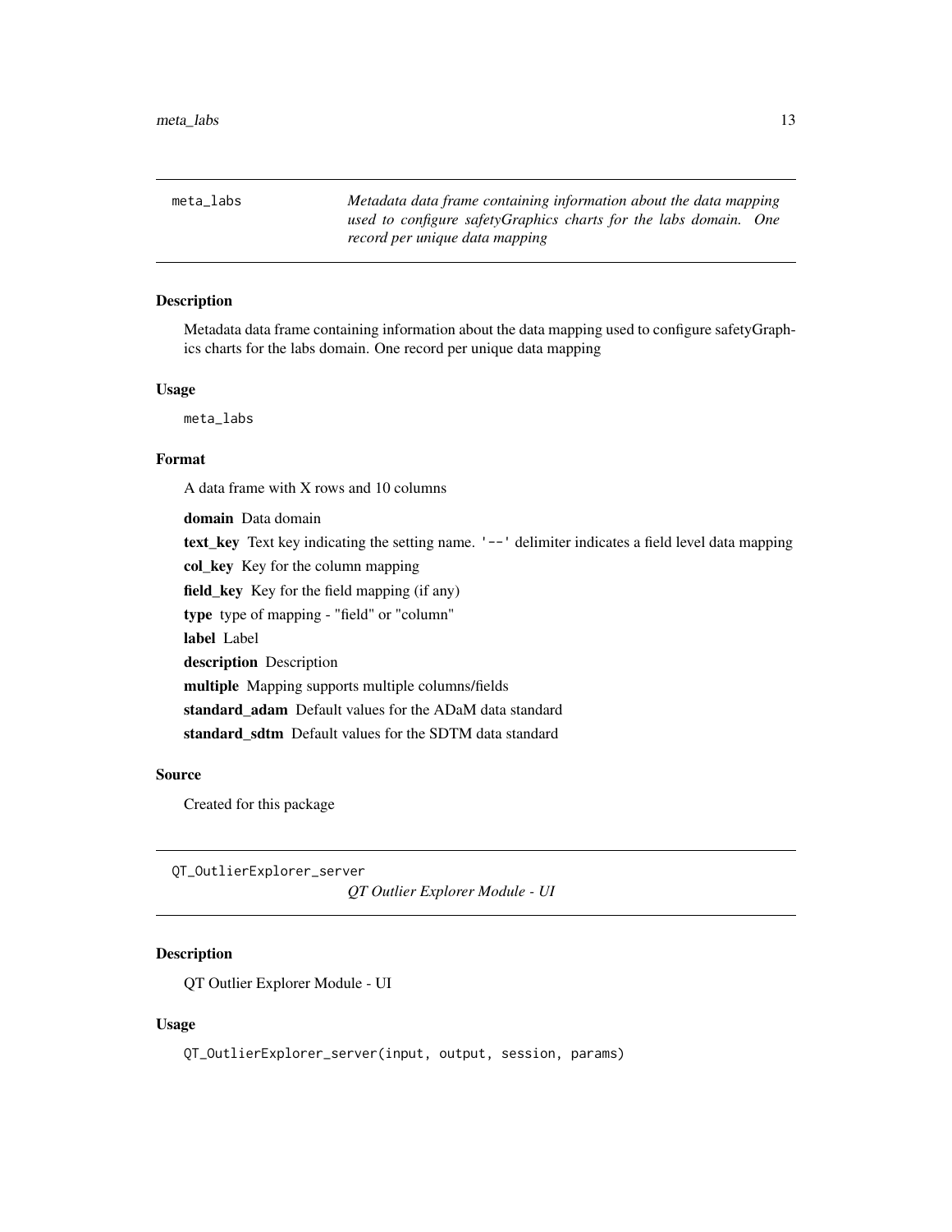## meta_labs

*Metadata data frame containing information about the data mapping used to configure safetyGraphics charts for the labs domain. One record per unique data mapping*

### Description

Metadata data frame containing information about the data mapping used to configure safetyGraphics charts for the labs domain. One record per unique data mapping

### Usage

```
meta_labs
```

### Format

A data frame with X rows and 10 columns

**domain** Data domain

**text_key** Text key indicating the setting name. `'--'` delimiter indicates a field level data mapping

**col_key** Key for the column mapping

**field_key** Key for the field mapping (if any)

**type** type of mapping - "field" or "column"

**label** Label

**description** Description

**multiple** Mapping supports multiple columns/fields

**standard_adam** Default values for the ADaM data standard

**standard_sdtm** Default values for the SDTM data standard

### Source

Created for this package

## QT_OutlierExplorer_server

*QT Outlier Explorer Module - UI*

### Description

QT Outlier Explorer Module - UI

### Usage

```
QT_OutlierExplorer_server(input, output, session, params)
```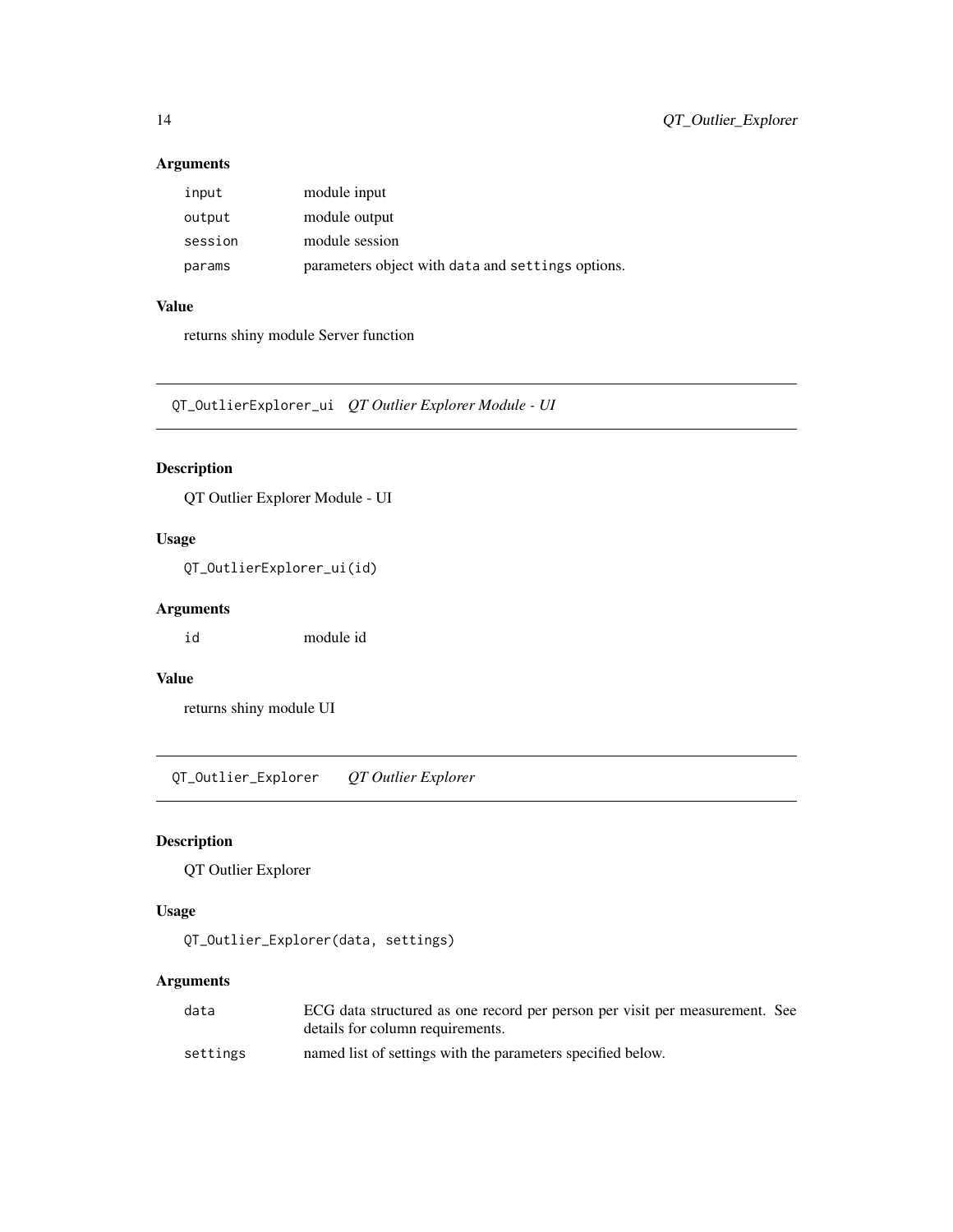## Arguments

| | |
|---|---|
| `input` | module input |
| `output` | module output |
| `session` | module session |
| `params` | parameters object with `data` and `settings` options. |

## Value

returns shiny module Server function

---

# `QT_OutlierExplorer_ui` *QT Outlier Explorer Module - UI*

## Description

QT Outlier Explorer Module - UI

## Usage

```
QT_OutlierExplorer_ui(id)
```

## Arguments

| | |
|---|---|
| `id` | module id |

## Value

returns shiny module UI

---

# `QT_Outlier_Explorer` *QT Outlier Explorer*

## Description

QT Outlier Explorer

## Usage

```
QT_Outlier_Explorer(data, settings)
```

## Arguments

| | |
|---|---|
| `data` | ECG data structured as one record per person per visit per measurement. See details for column requirements. |
| `settings` | named list of settings with the parameters specified below. |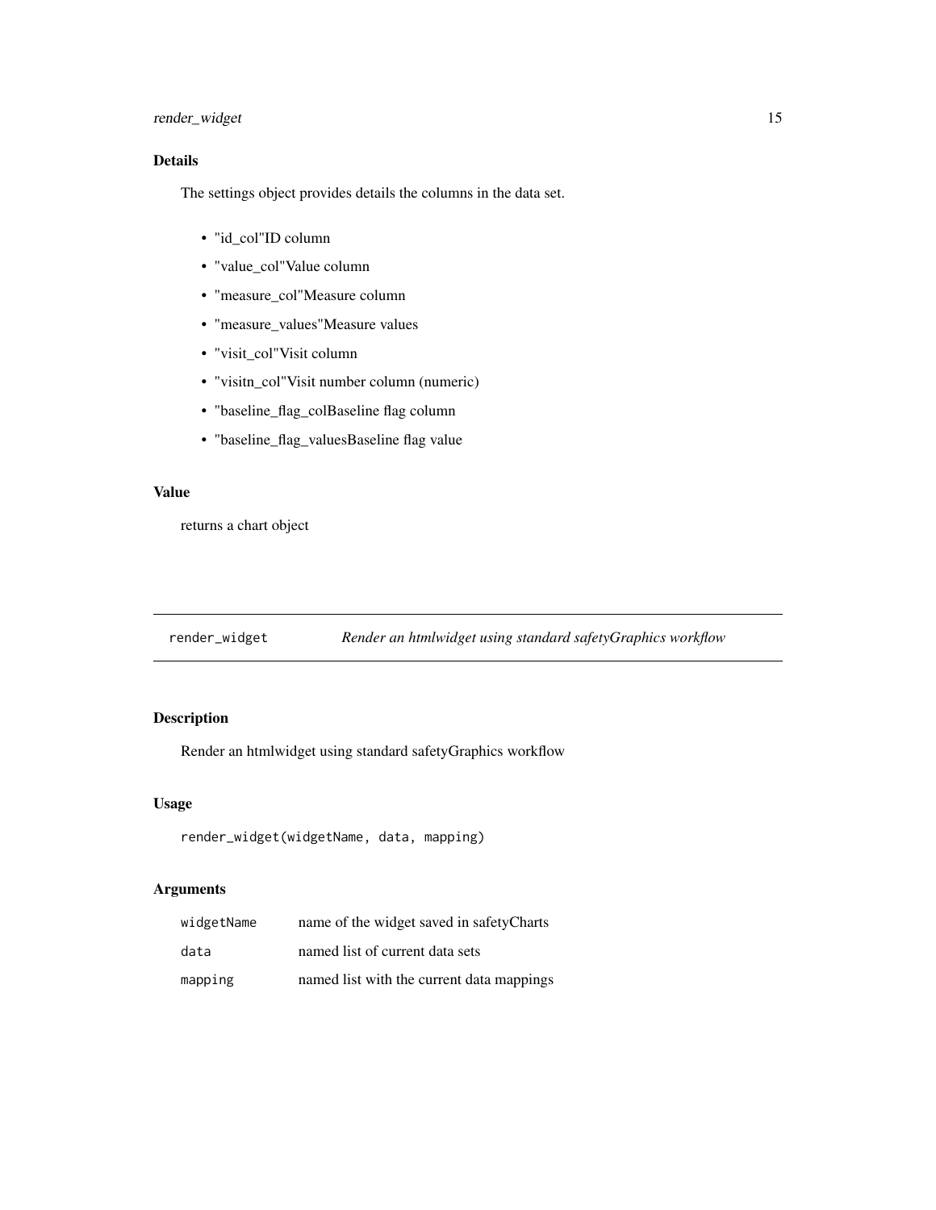## Details

The settings object provides details the columns in the data set.

- "id_col"ID column
- "value_col"Value column
- "measure_col"Measure column
- "measure_values"Measure values
- "visit_col"Visit column
- "visitn_col"Visit number column (numeric)
- "baseline_flag_colBaseline flag column
- "baseline_flag_valuesBaseline flag value

## Value

returns a chart object

---

# render_widget — *Render an htmlwidget using standard safetyGraphics workflow*

---

## Description

Render an htmlwidget using standard safetyGraphics workflow

## Usage

```
render_widget(widgetName, data, mapping)
```

## Arguments

| | |
|---|---|
| widgetName | name of the widget saved in safetyCharts |
| data | named list of current data sets |
| mapping | named list with the current data mappings |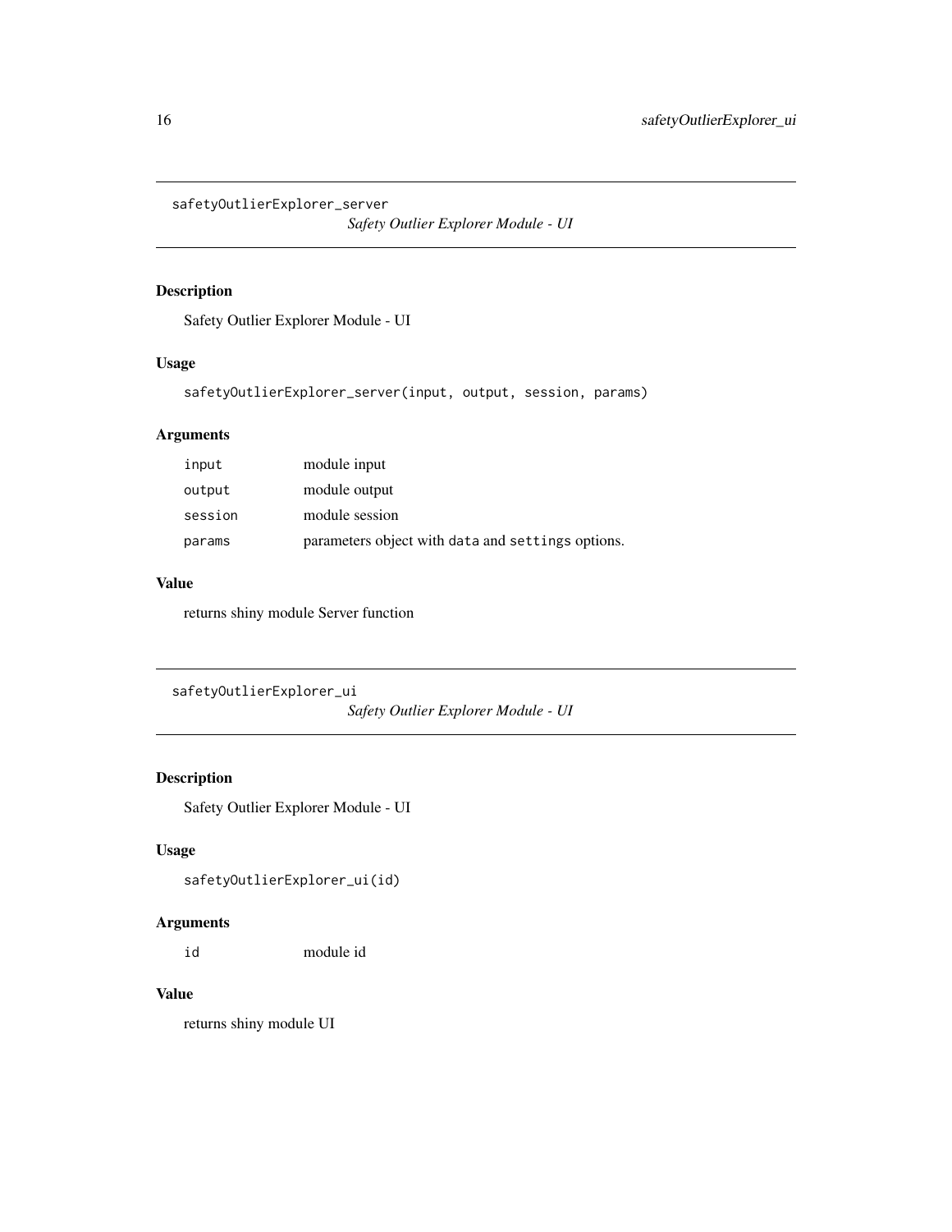`safetyOutlierExplorer_server`

*Safety Outlier Explorer Module - UI*

## Description

Safety Outlier Explorer Module - UI

## Usage

```
safetyOutlierExplorer_server(input, output, session, params)
```

## Arguments

| | |
|---|---|
| `input` | module input |
| `output` | module output |
| `session` | module session |
| `params` | parameters object with `data` and `settings` options. |

## Value

returns shiny module Server function

---

`safetyOutlierExplorer_ui`

*Safety Outlier Explorer Module - UI*

## Description

Safety Outlier Explorer Module - UI

## Usage

```
safetyOutlierExplorer_ui(id)
```

## Arguments

| | |
|---|---|
| `id` | module id |

## Value

returns shiny module UI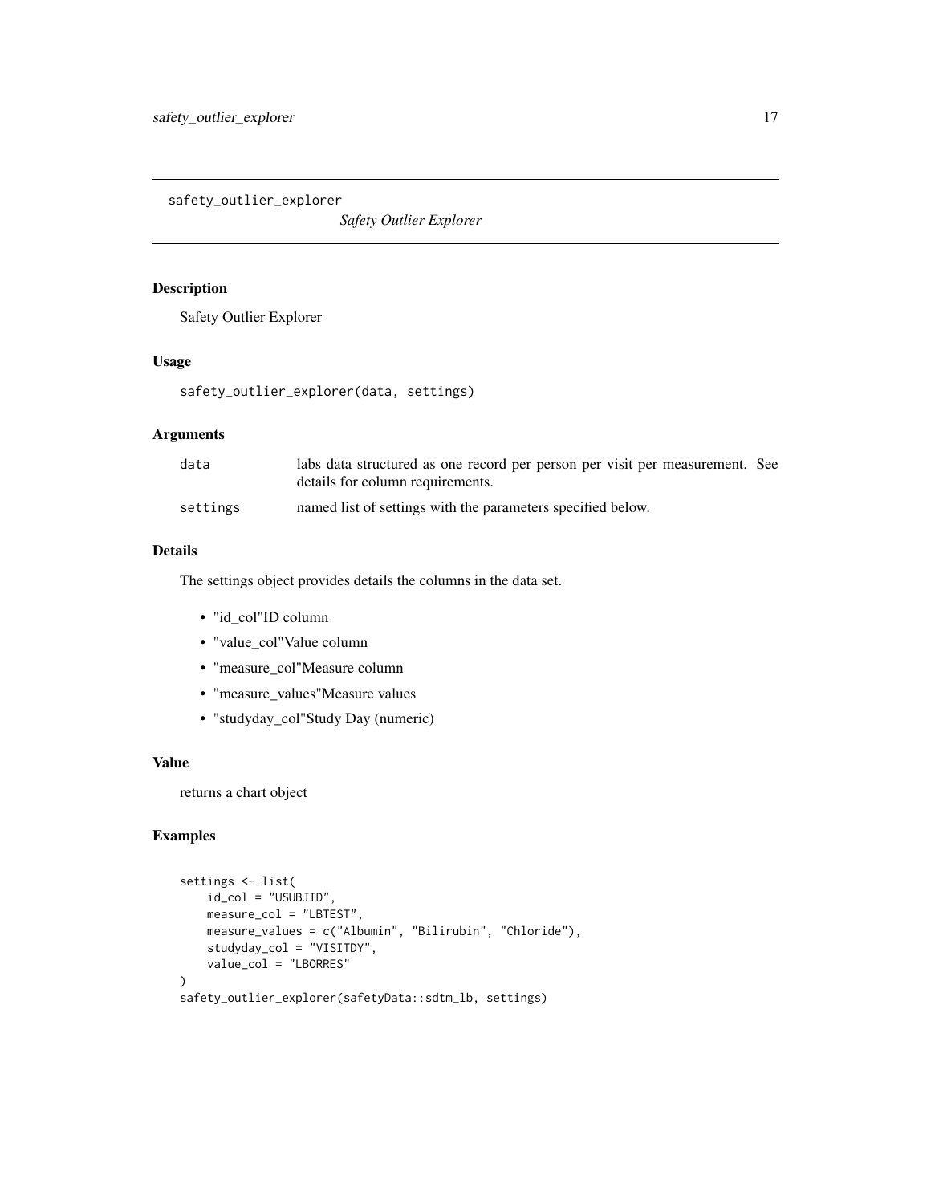safety_outlier_explorer

*Safety Outlier Explorer*

## Description

Safety Outlier Explorer

## Usage

```
safety_outlier_explorer(data, settings)
```

## Arguments

| | |
|---|---|
| data | labs data structured as one record per person per visit per measurement. See details for column requirements. |
| settings | named list of settings with the parameters specified below. |

## Details

The settings object provides details the columns in the data set.

- "id_col"ID column
- "value_col"Value column
- "measure_col"Measure column
- "measure_values"Measure values
- "studyday_col"Study Day (numeric)

## Value

returns a chart object

## Examples

```
settings <- list(
    id_col = "USUBJID",
    measure_col = "LBTEST",
    measure_values = c("Albumin", "Bilirubin", "Chloride"),
    studyday_col = "VISITDY",
    value_col = "LBORRES"
)
safety_outlier_explorer(safetyData::sdtm_lb, settings)
```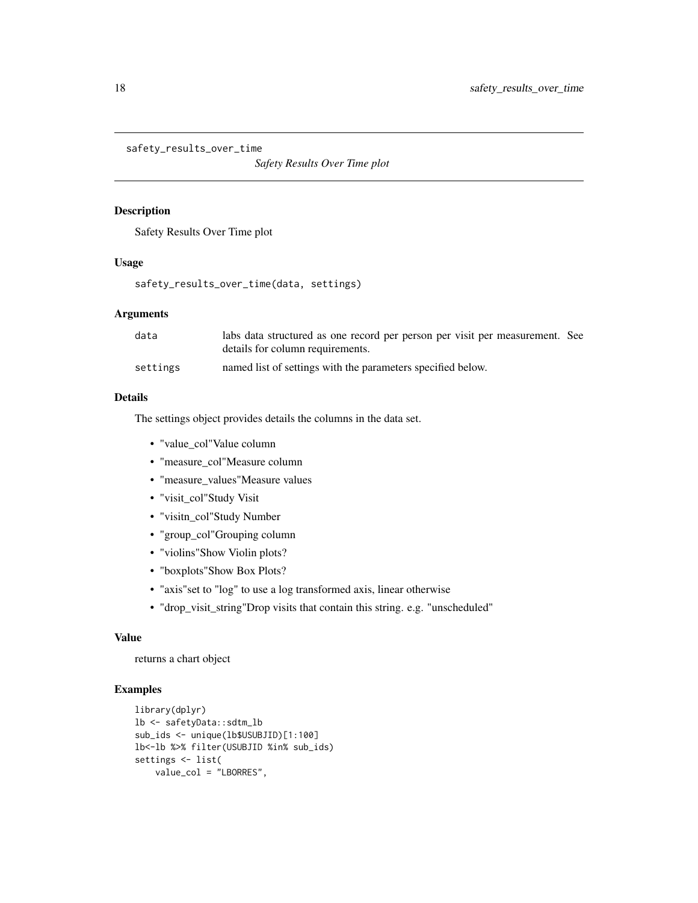safety_results_over_time

*Safety Results Over Time plot*

## Description

Safety Results Over Time plot

## Usage

```
safety_results_over_time(data, settings)
```

## Arguments

| | |
|---|---|
| data | labs data structured as one record per person per visit per measurement. See details for column requirements. |
| settings | named list of settings with the parameters specified below. |

## Details

The settings object provides details the columns in the data set.

- "value_col"Value column
- "measure_col"Measure column
- "measure_values"Measure values
- "visit_col"Study Visit
- "visitn_col"Study Number
- "group_col"Grouping column
- "violins"Show Violin plots?
- "boxplots"Show Box Plots?
- "axis"set to "log" to use a log transformed axis, linear otherwise
- "drop_visit_string"Drop visits that contain this string. e.g. "unscheduled"

## Value

returns a chart object

## Examples

```
library(dplyr)
lb <- safetyData::sdtm_lb
sub_ids <- unique(lb$USUBJID)[1:100]
lb<-lb %>% filter(USUBJID %in% sub_ids)
settings <- list(
    value_col = "LBORRES",
```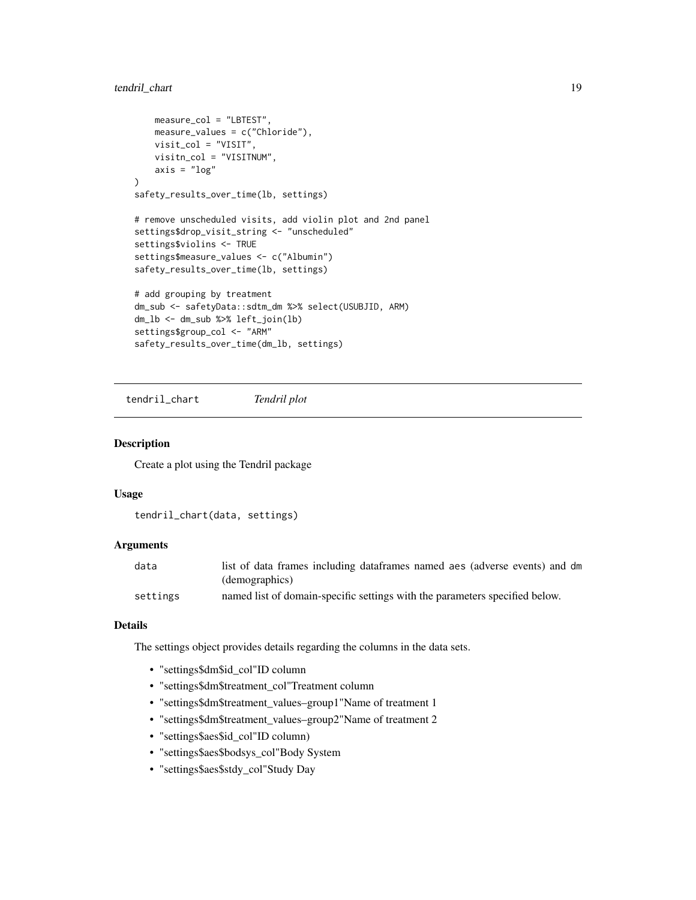```
    measure_col = "LBTEST",
    measure_values = c("Chloride"),
    visit_col = "VISIT",
    visitn_col = "VISITNUM",
    axis = "log"
)
safety_results_over_time(lb, settings)

# remove unscheduled visits, add violin plot and 2nd panel
settings$drop_visit_string <- "unscheduled"
settings$violins <- TRUE
settings$measure_values <- c("Albumin")
safety_results_over_time(lb, settings)

# add grouping by treatment
dm_sub <- safetyData::sdtm_dm %>% select(USUBJID, ARM)
dm_lb <- dm_sub %>% left_join(lb)
settings$group_col <- "ARM"
safety_results_over_time(dm_lb, settings)
```

## tendril_chart    *Tendril plot*

### Description

Create a plot using the Tendril package

### Usage

```
tendril_chart(data, settings)
```

### Arguments

| | |
|---|---|
| data | list of data frames including dataframes named aes (adverse events) and dm (demographics) |
| settings | named list of domain-specific settings with the parameters specified below. |

### Details

The settings object provides details regarding the columns in the data sets.

- "settings$dm$id_col"ID column
- "settings$dm$treatment_col"Treatment column
- "settings$dm$treatment_values–group1"Name of treatment 1
- "settings$dm$treatment_values–group2"Name of treatment 2
- "settings$aes$id_col"ID column)
- "settings$aes$bodsys_col"Body System
- "settings$aes$stdy_col"Study Day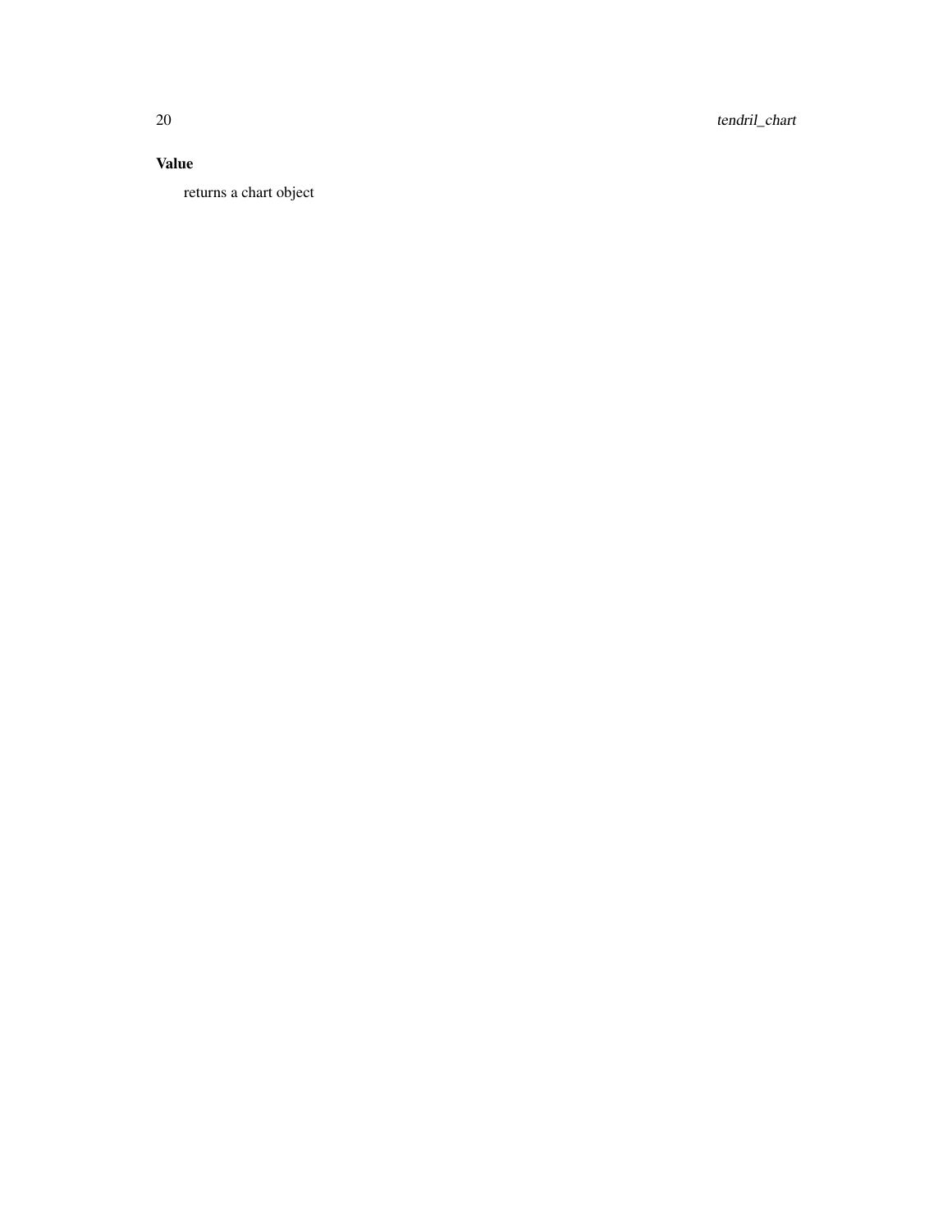### Value

returns a chart object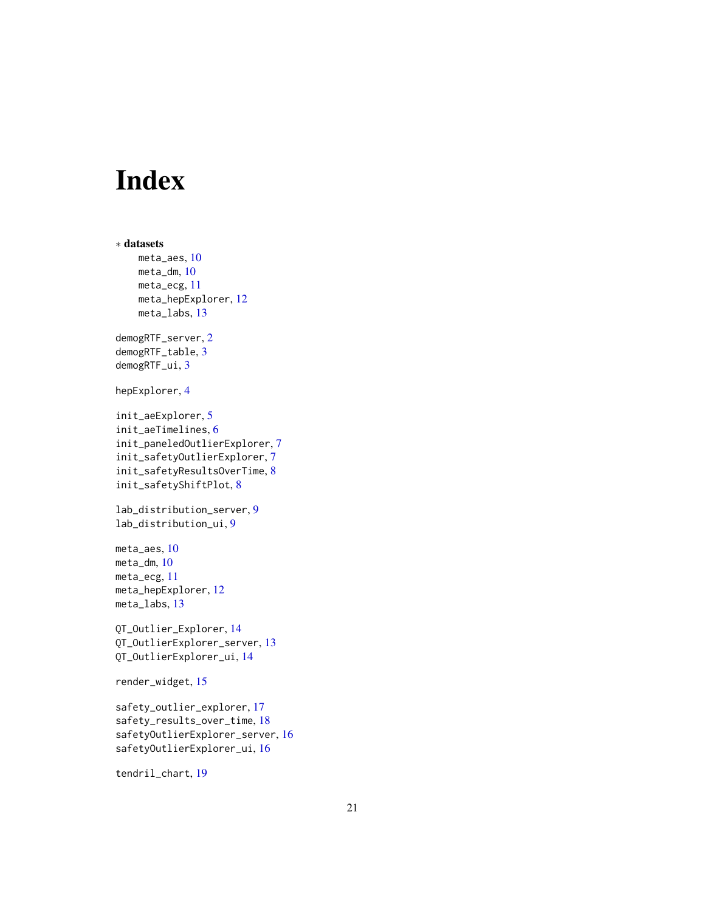# Index

* **datasets**
    - meta_aes, 10
    - meta_dm, 10
    - meta_ecg, 11
    - meta_hepExplorer, 12
    - meta_labs, 13

demogRTF_server, 2
demogRTF_table, 3
demogRTF_ui, 3

hepExplorer, 4

init_aeExplorer, 5
init_aeTimelines, 6
init_paneledOutlierExplorer, 7
init_safetyOutlierExplorer, 7
init_safetyResultsOverTime, 8
init_safetyShiftPlot, 8

lab_distribution_server, 9
lab_distribution_ui, 9

meta_aes, 10
meta_dm, 10
meta_ecg, 11
meta_hepExplorer, 12
meta_labs, 13

QT_Outlier_Explorer, 14
QT_OutlierExplorer_server, 13
QT_OutlierExplorer_ui, 14

render_widget, 15

safety_outlier_explorer, 17
safety_results_over_time, 18
safetyOutlierExplorer_server, 16
safetyOutlierExplorer_ui, 16

tendril_chart, 19